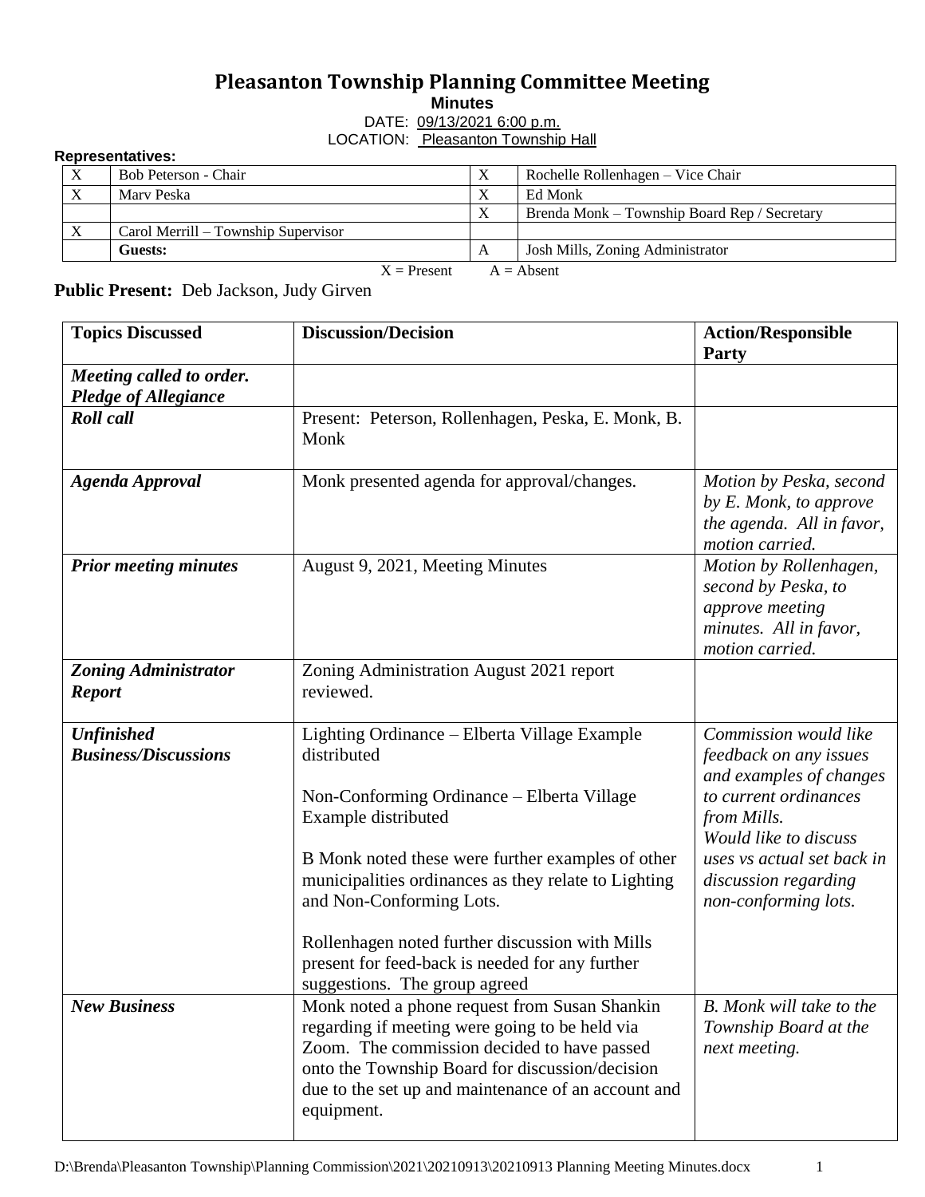# Pleasanton Township Planning Committee Meeting

**Minutes**

DATE: 09/13/2021 6:00 p.m.

LOCATION: Pleasanton Township Hall

**Representatives:**

| | | | |
|---|---|---|---|
| X | Bob Peterson - Chair | X | Rochelle Rollenhagen – Vice Chair |
| X | Marv Peska | X | Ed Monk |
| | | X | Brenda Monk – Township Board Rep / Secretary |
| X | Carol Merrill – Township Supervisor | | |
| | **Guests:** | A | Josh Mills, Zoning Administrator |

X = Present A = Absent

**Public Present:** Deb Jackson, Judy Girven

| Topics Discussed | Discussion/Decision | Action/Responsible Party |
|---|---|---|
| ***Meeting called to order. Pledge of Allegiance*** | | |
| ***Roll call*** | Present: Peterson, Rollenhagen, Peska, E. Monk, B. Monk | |
| ***Agenda Approval*** | Monk presented agenda for approval/changes. | *Motion by Peska, second by E. Monk, to approve the agenda. All in favor, motion carried.* |
| ***Prior meeting minutes*** | August 9, 2021, Meeting Minutes | *Motion by Rollenhagen, second by Peska, to approve meeting minutes. All in favor, motion carried.* |
| ***Zoning Administrator Report*** | Zoning Administration August 2021 report reviewed. | |
| ***Unfinished Business/Discussions*** | Lighting Ordinance – Elberta Village Example distributed<br><br>Non-Conforming Ordinance – Elberta Village Example distributed<br><br>B Monk noted these were further examples of other municipalities ordinances as they relate to Lighting and Non-Conforming Lots.<br><br>Rollenhagen noted further discussion with Mills present for feed-back is needed for any further suggestions. The group agreed | *Commission would like feedback on any issues and examples of changes to current ordinances from Mills.*<br>*Would like to discuss uses vs actual set back in discussion regarding non-conforming lots.* |
| ***New Business*** | Monk noted a phone request from Susan Shankin regarding if meeting were going to be held via Zoom. The commission decided to have passed onto the Township Board for discussion/decision due to the set up and maintenance of an account and equipment. | *B. Monk will take to the Township Board at the next meeting.* |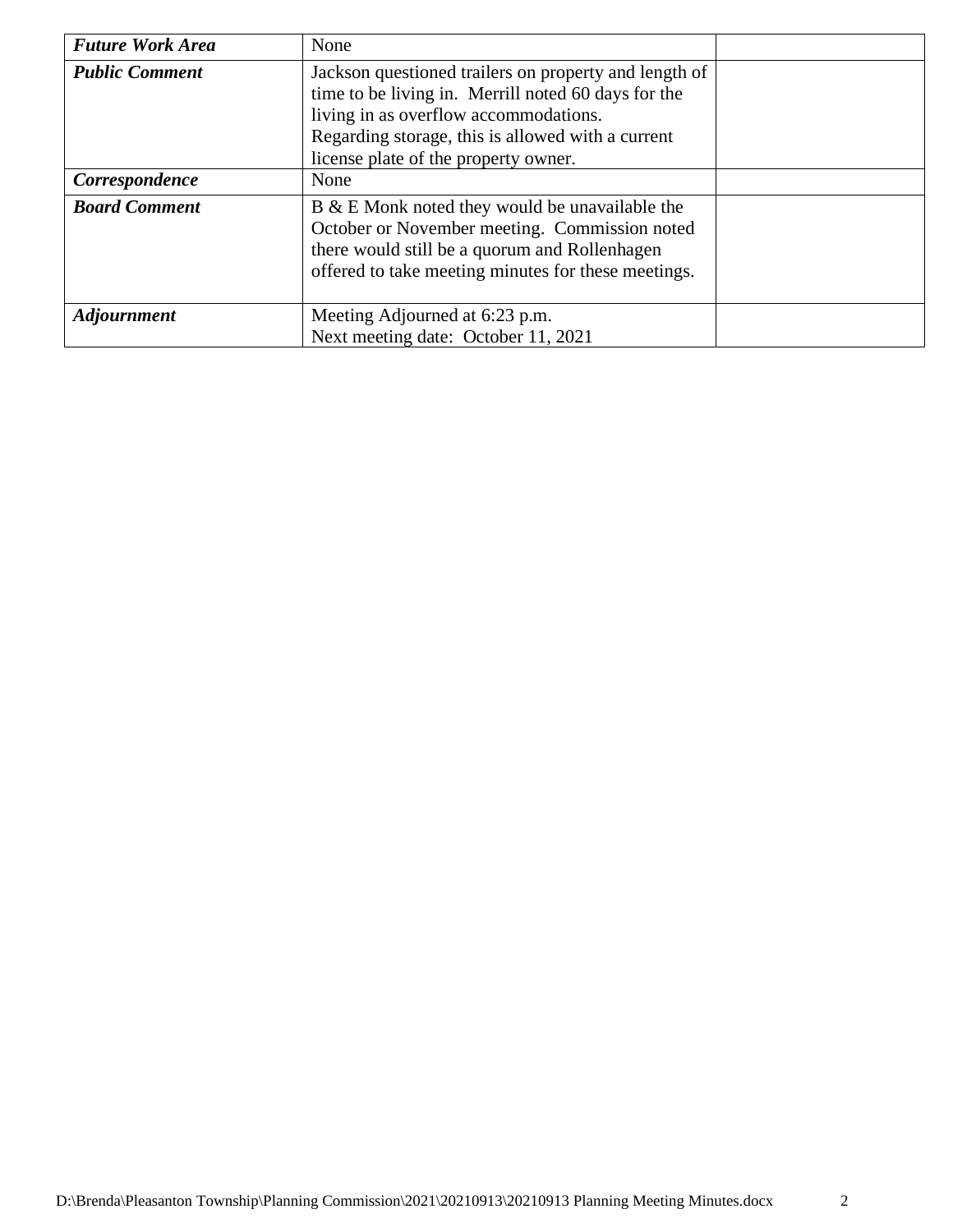| | | |
|---|---|---|
| ***Future Work Area*** | None | |
| ***Public Comment*** | Jackson questioned trailers on property and length of time to be living in. Merrill noted 60 days for the living in as overflow accommodations.<br>Regarding storage, this is allowed with a current license plate of the property owner. | |
| ***Correspondence*** | None | |
| ***Board Comment*** | B & E Monk noted they would be unavailable the October or November meeting. Commission noted there would still be a quorum and Rollenhagen offered to take meeting minutes for these meetings. | |
| ***Adjournment*** | Meeting Adjourned at 6:23 p.m.<br>Next meeting date: October 11, 2021 | |